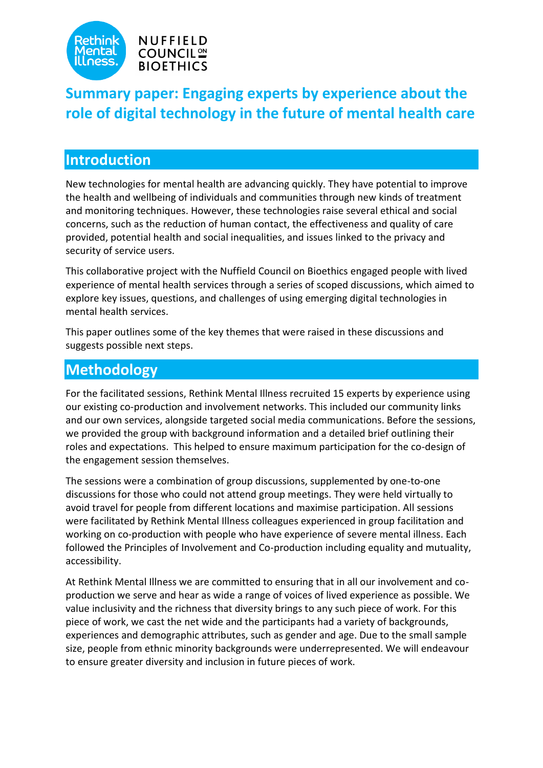Rethink Mental Illness.

NUFFIELD COUNCIL ON BIOETHICS

# Summary paper: Engaging experts by experience about the role of digital technology in the future of mental health care

## Introduction

New technologies for mental health are advancing quickly. They have potential to improve the health and wellbeing of individuals and communities through new kinds of treatment and monitoring techniques. However, these technologies raise several ethical and social concerns, such as the reduction of human contact, the effectiveness and quality of care provided, potential health and social inequalities, and issues linked to the privacy and security of service users.

This collaborative project with the Nuffield Council on Bioethics engaged people with lived experience of mental health services through a series of scoped discussions, which aimed to explore key issues, questions, and challenges of using emerging digital technologies in mental health services.

This paper outlines some of the key themes that were raised in these discussions and suggests possible next steps.

## Methodology

For the facilitated sessions, Rethink Mental Illness recruited 15 experts by experience using our existing co-production and involvement networks. This included our community links and our own services, alongside targeted social media communications. Before the sessions, we provided the group with background information and a detailed brief outlining their roles and expectations. This helped to ensure maximum participation for the co-design of the engagement session themselves.

The sessions were a combination of group discussions, supplemented by one-to-one discussions for those who could not attend group meetings. They were held virtually to avoid travel for people from different locations and maximise participation. All sessions were facilitated by Rethink Mental Illness colleagues experienced in group facilitation and working on co-production with people who have experience of severe mental illness. Each followed the Principles of Involvement and Co-production including equality and mutuality, accessibility.

At Rethink Mental Illness we are committed to ensuring that in all our involvement and co-production we serve and hear as wide a range of voices of lived experience as possible. We value inclusivity and the richness that diversity brings to any such piece of work. For this piece of work, we cast the net wide and the participants had a variety of backgrounds, experiences and demographic attributes, such as gender and age. Due to the small sample size, people from ethnic minority backgrounds were underrepresented. We will endeavour to ensure greater diversity and inclusion in future pieces of work.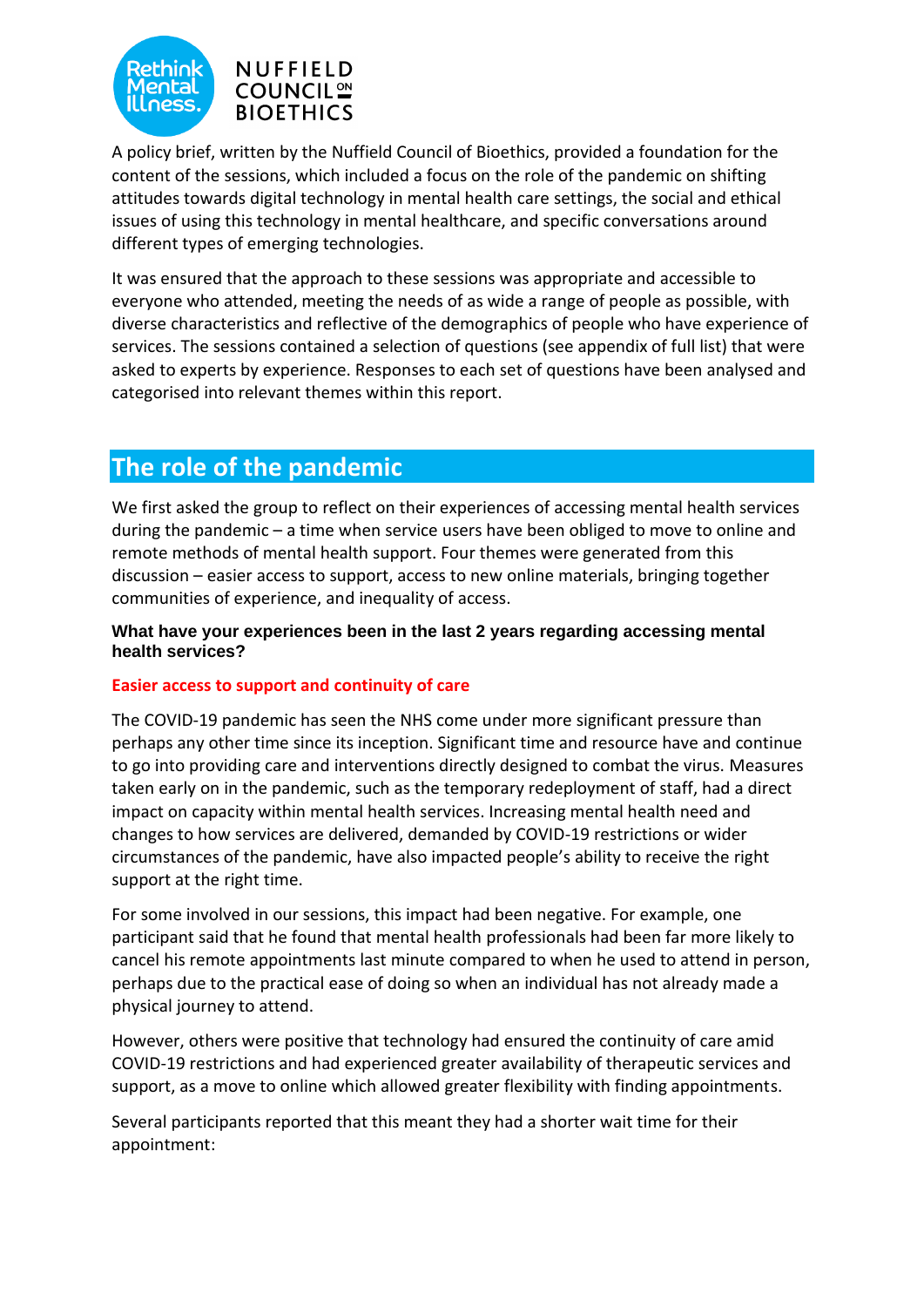A policy brief, written by the Nuffield Council of Bioethics, provided a foundation for the content of the sessions, which included a focus on the role of the pandemic on shifting attitudes towards digital technology in mental health care settings, the social and ethical issues of using this technology in mental healthcare, and specific conversations around different types of emerging technologies.

It was ensured that the approach to these sessions was appropriate and accessible to everyone who attended, meeting the needs of as wide a range of people as possible, with diverse characteristics and reflective of the demographics of people who have experience of services. The sessions contained a selection of questions (see appendix of full list) that were asked to experts by experience. Responses to each set of questions have been analysed and categorised into relevant themes within this report.

## The role of the pandemic

We first asked the group to reflect on their experiences of accessing mental health services during the pandemic – a time when service users have been obliged to move to online and remote methods of mental health support. Four themes were generated from this discussion – easier access to support, access to new online materials, bringing together communities of experience, and inequality of access.

**What have your experiences been in the last 2 years regarding accessing mental health services?**

### Easier access to support and continuity of care

The COVID-19 pandemic has seen the NHS come under more significant pressure than perhaps any other time since its inception. Significant time and resource have and continue to go into providing care and interventions directly designed to combat the virus. Measures taken early on in the pandemic, such as the temporary redeployment of staff, had a direct impact on capacity within mental health services. Increasing mental health need and changes to how services are delivered, demanded by COVID-19 restrictions or wider circumstances of the pandemic, have also impacted people's ability to receive the right support at the right time.

For some involved in our sessions, this impact had been negative. For example, one participant said that he found that mental health professionals had been far more likely to cancel his remote appointments last minute compared to when he used to attend in person, perhaps due to the practical ease of doing so when an individual has not already made a physical journey to attend.

However, others were positive that technology had ensured the continuity of care amid COVID-19 restrictions and had experienced greater availability of therapeutic services and support, as a move to online which allowed greater flexibility with finding appointments.

Several participants reported that this meant they had a shorter wait time for their appointment: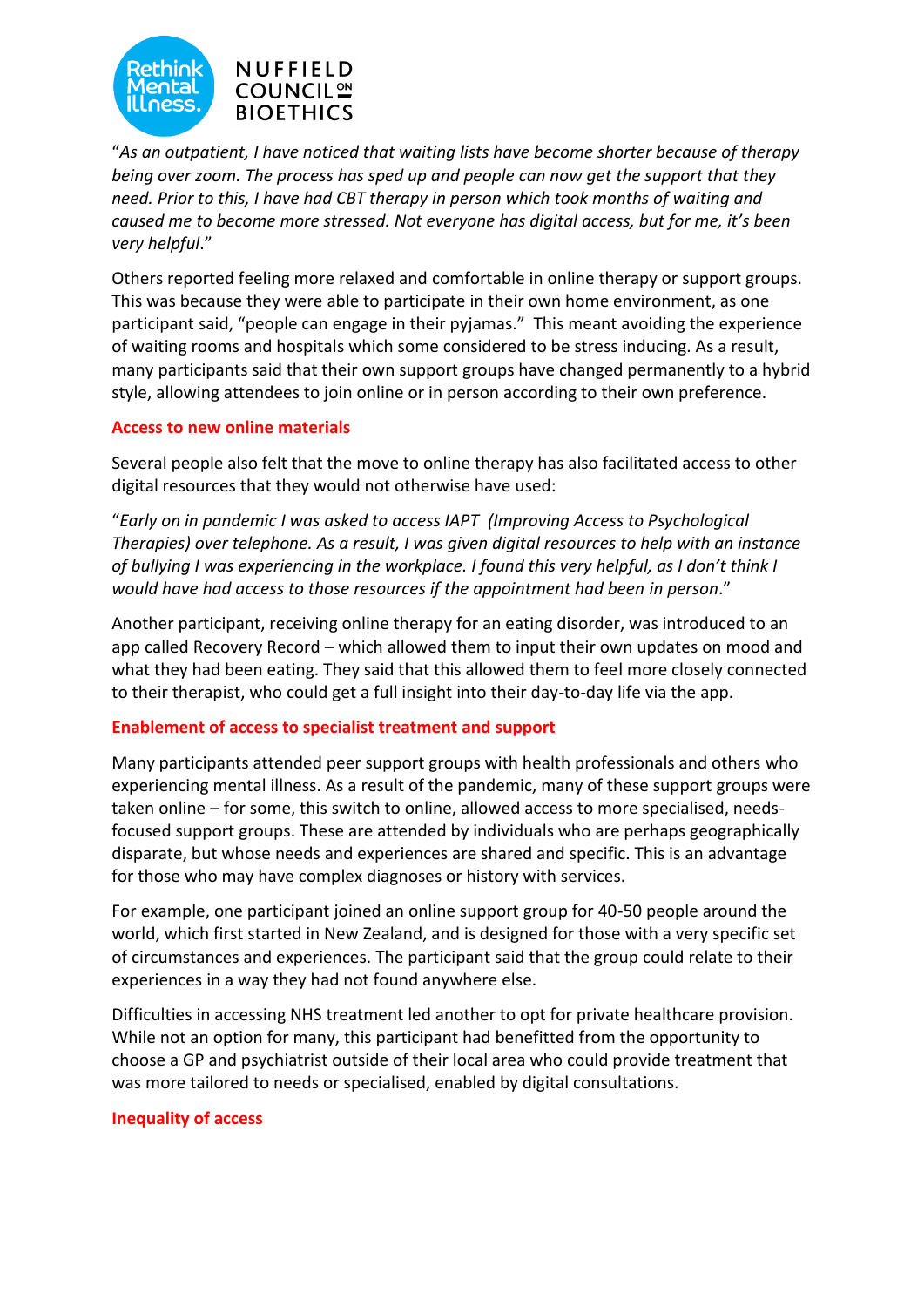"*As an outpatient, I have noticed that waiting lists have become shorter because of therapy being over zoom. The process has sped up and people can now get the support that they need. Prior to this, I have had CBT therapy in person which took months of waiting and caused me to become more stressed. Not everyone has digital access, but for me, it's been very helpful*."

Others reported feeling more relaxed and comfortable in online therapy or support groups. This was because they were able to participate in their own home environment, as one participant said, "people can engage in their pyjamas." This meant avoiding the experience of waiting rooms and hospitals which some considered to be stress inducing. As a result, many participants said that their own support groups have changed permanently to a hybrid style, allowing attendees to join online or in person according to their own preference.

### Access to new online materials

Several people also felt that the move to online therapy has also facilitated access to other digital resources that they would not otherwise have used:

"*Early on in pandemic I was asked to access IAPT (Improving Access to Psychological Therapies) over telephone. As a result, I was given digital resources to help with an instance of bullying I was experiencing in the workplace. I found this very helpful, as I don't think I would have had access to those resources if the appointment had been in person*."

Another participant, receiving online therapy for an eating disorder, was introduced to an app called Recovery Record – which allowed them to input their own updates on mood and what they had been eating. They said that this allowed them to feel more closely connected to their therapist, who could get a full insight into their day-to-day life via the app.

### Enablement of access to specialist treatment and support

Many participants attended peer support groups with health professionals and others who experiencing mental illness. As a result of the pandemic, many of these support groups were taken online – for some, this switch to online, allowed access to more specialised, needs-focused support groups. These are attended by individuals who are perhaps geographically disparate, but whose needs and experiences are shared and specific. This is an advantage for those who may have complex diagnoses or history with services.

For example, one participant joined an online support group for 40-50 people around the world, which first started in New Zealand, and is designed for those with a very specific set of circumstances and experiences. The participant said that the group could relate to their experiences in a way they had not found anywhere else.

Difficulties in accessing NHS treatment led another to opt for private healthcare provision. While not an option for many, this participant had benefitted from the opportunity to choose a GP and psychiatrist outside of their local area who could provide treatment that was more tailored to needs or specialised, enabled by digital consultations.

### Inequality of access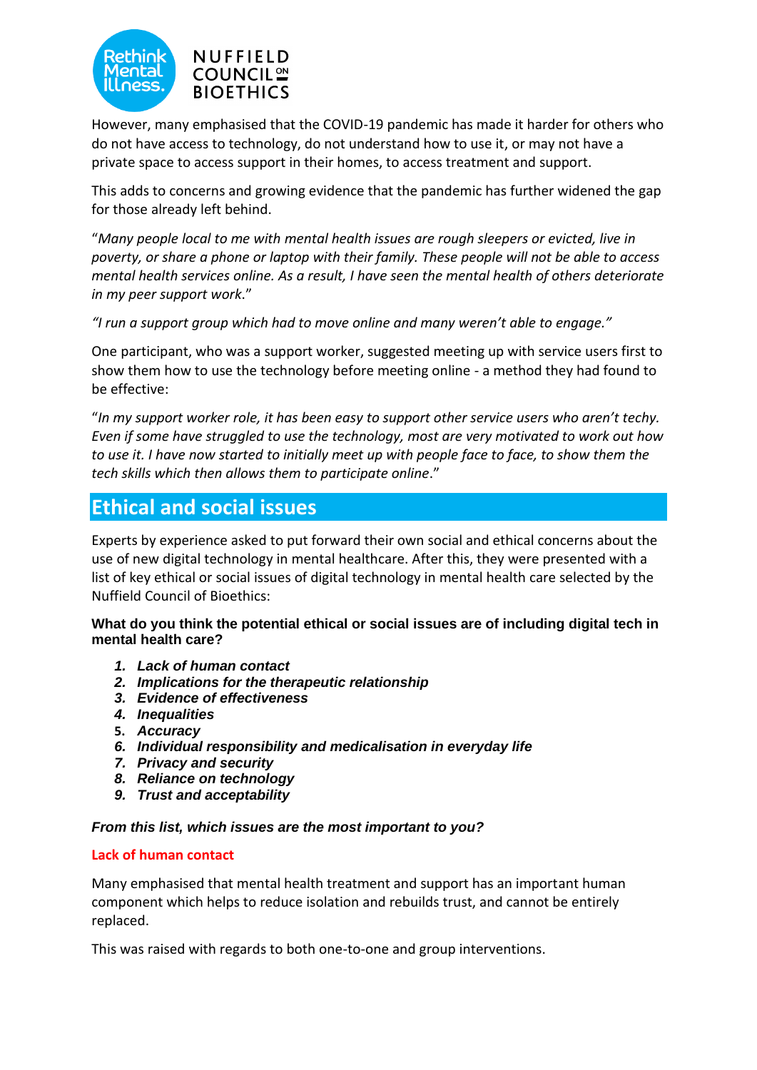However, many emphasised that the COVID-19 pandemic has made it harder for others who do not have access to technology, do not understand how to use it, or may not have a private space to access support in their homes, to access treatment and support.

This adds to concerns and growing evidence that the pandemic has further widened the gap for those already left behind.

"*Many people local to me with mental health issues are rough sleepers or evicted, live in poverty, or share a phone or laptop with their family. These people will not be able to access mental health services online. As a result, I have seen the mental health of others deteriorate in my peer support work*."

*"I run a support group which had to move online and many weren't able to engage."*

One participant, who was a support worker, suggested meeting up with service users first to show them how to use the technology before meeting online - a method they had found to be effective:

"*In my support worker role, it has been easy to support other service users who aren't techy. Even if some have struggled to use the technology, most are very motivated to work out how to use it. I have now started to initially meet up with people face to face, to show them the tech skills which then allows them to participate online*."

## Ethical and social issues

Experts by experience asked to put forward their own social and ethical concerns about the use of new digital technology in mental healthcare. After this, they were presented with a list of key ethical or social issues of digital technology in mental health care selected by the Nuffield Council of Bioethics:

**What do you think the potential ethical or social issues are of including digital tech in mental health care?**

1. ***Lack of human contact***
2. ***Implications for the therapeutic relationship***
3. ***Evidence of effectiveness***
4. ***Inequalities***
5. ***Accuracy***
6. ***Individual responsibility and medicalisation in everyday life***
7. ***Privacy and security***
8. ***Reliance on technology***
9. ***Trust and acceptability***

***From this list, which issues are the most important to you?***

### Lack of human contact

Many emphasised that mental health treatment and support has an important human component which helps to reduce isolation and rebuilds trust, and cannot be entirely replaced.

This was raised with regards to both one-to-one and group interventions.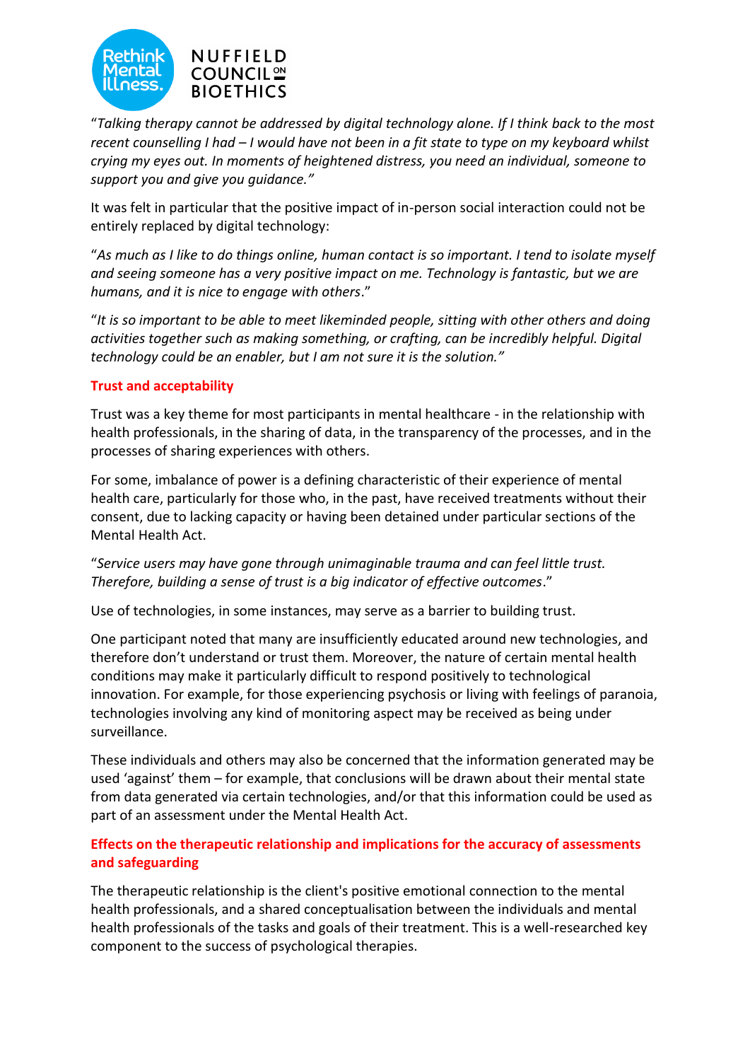"*Talking therapy cannot be addressed by digital technology alone. If I think back to the most recent counselling I had – I would have not been in a fit state to type on my keyboard whilst crying my eyes out. In moments of heightened distress, you need an individual, someone to support you and give you guidance."*

It was felt in particular that the positive impact of in-person social interaction could not be entirely replaced by digital technology:

"*As much as I like to do things online, human contact is so important. I tend to isolate myself and seeing someone has a very positive impact on me. Technology is fantastic, but we are humans, and it is nice to engage with others*."

"*It is so important to be able to meet likeminded people, sitting with other others and doing activities together such as making something, or crafting, can be incredibly helpful. Digital technology could be an enabler, but I am not sure it is the solution."*

### Trust and acceptability

Trust was a key theme for most participants in mental healthcare - in the relationship with health professionals, in the sharing of data, in the transparency of the processes, and in the processes of sharing experiences with others.

For some, imbalance of power is a defining characteristic of their experience of mental health care, particularly for those who, in the past, have received treatments without their consent, due to lacking capacity or having been detained under particular sections of the Mental Health Act.

"*Service users may have gone through unimaginable trauma and can feel little trust. Therefore, building a sense of trust is a big indicator of effective outcomes*."

Use of technologies, in some instances, may serve as a barrier to building trust.

One participant noted that many are insufficiently educated around new technologies, and therefore don't understand or trust them. Moreover, the nature of certain mental health conditions may make it particularly difficult to respond positively to technological innovation. For example, for those experiencing psychosis or living with feelings of paranoia, technologies involving any kind of monitoring aspect may be received as being under surveillance.

These individuals and others may also be concerned that the information generated may be used 'against' them – for example, that conclusions will be drawn about their mental state from data generated via certain technologies, and/or that this information could be used as part of an assessment under the Mental Health Act.

### Effects on the therapeutic relationship and implications for the accuracy of assessments and safeguarding

The therapeutic relationship is the client's positive emotional connection to the mental health professionals, and a shared conceptualisation between the individuals and mental health professionals of the tasks and goals of their treatment. This is a well-researched key component to the success of psychological therapies.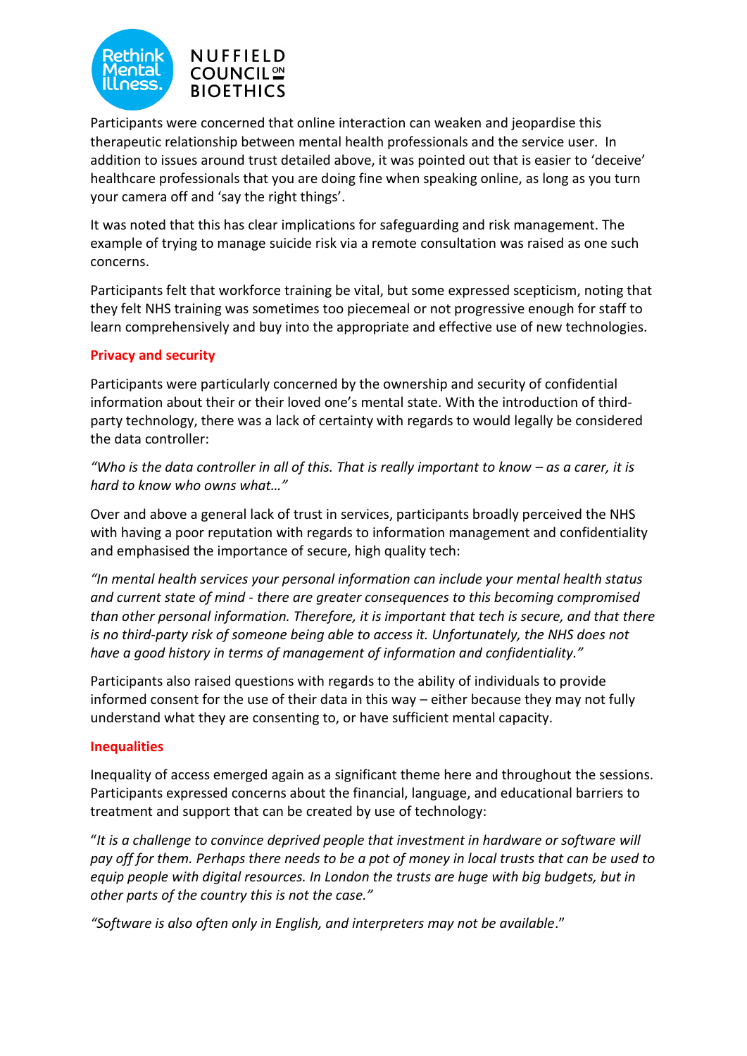Participants were concerned that online interaction can weaken and jeopardise this therapeutic relationship between mental health professionals and the service user. In addition to issues around trust detailed above, it was pointed out that is easier to 'deceive' healthcare professionals that you are doing fine when speaking online, as long as you turn your camera off and 'say the right things'.

It was noted that this has clear implications for safeguarding and risk management. The example of trying to manage suicide risk via a remote consultation was raised as one such concerns.

Participants felt that workforce training be vital, but some expressed scepticism, noting that they felt NHS training was sometimes too piecemeal or not progressive enough for staff to learn comprehensively and buy into the appropriate and effective use of new technologies.

### Privacy and security

Participants were particularly concerned by the ownership and security of confidential information about their or their loved one's mental state. With the introduction of third-party technology, there was a lack of certainty with regards to would legally be considered the data controller:

*"Who is the data controller in all of this. That is really important to know – as a carer, it is hard to know who owns what…"*

Over and above a general lack of trust in services, participants broadly perceived the NHS with having a poor reputation with regards to information management and confidentiality and emphasised the importance of secure, high quality tech:

*"In mental health services your personal information can include your mental health status and current state of mind - there are greater consequences to this becoming compromised than other personal information. Therefore, it is important that tech is secure, and that there is no third-party risk of someone being able to access it. Unfortunately, the NHS does not have a good history in terms of management of information and confidentiality."*

Participants also raised questions with regards to the ability of individuals to provide informed consent for the use of their data in this way – either because they may not fully understand what they are consenting to, or have sufficient mental capacity.

### Inequalities

Inequality of access emerged again as a significant theme here and throughout the sessions. Participants expressed concerns about the financial, language, and educational barriers to treatment and support that can be created by use of technology:

"*It is a challenge to convince deprived people that investment in hardware or software will pay off for them. Perhaps there needs to be a pot of money in local trusts that can be used to equip people with digital resources. In London the trusts are huge with big budgets, but in other parts of the country this is not the case."*

*"Software is also often only in English, and interpreters may not be available*."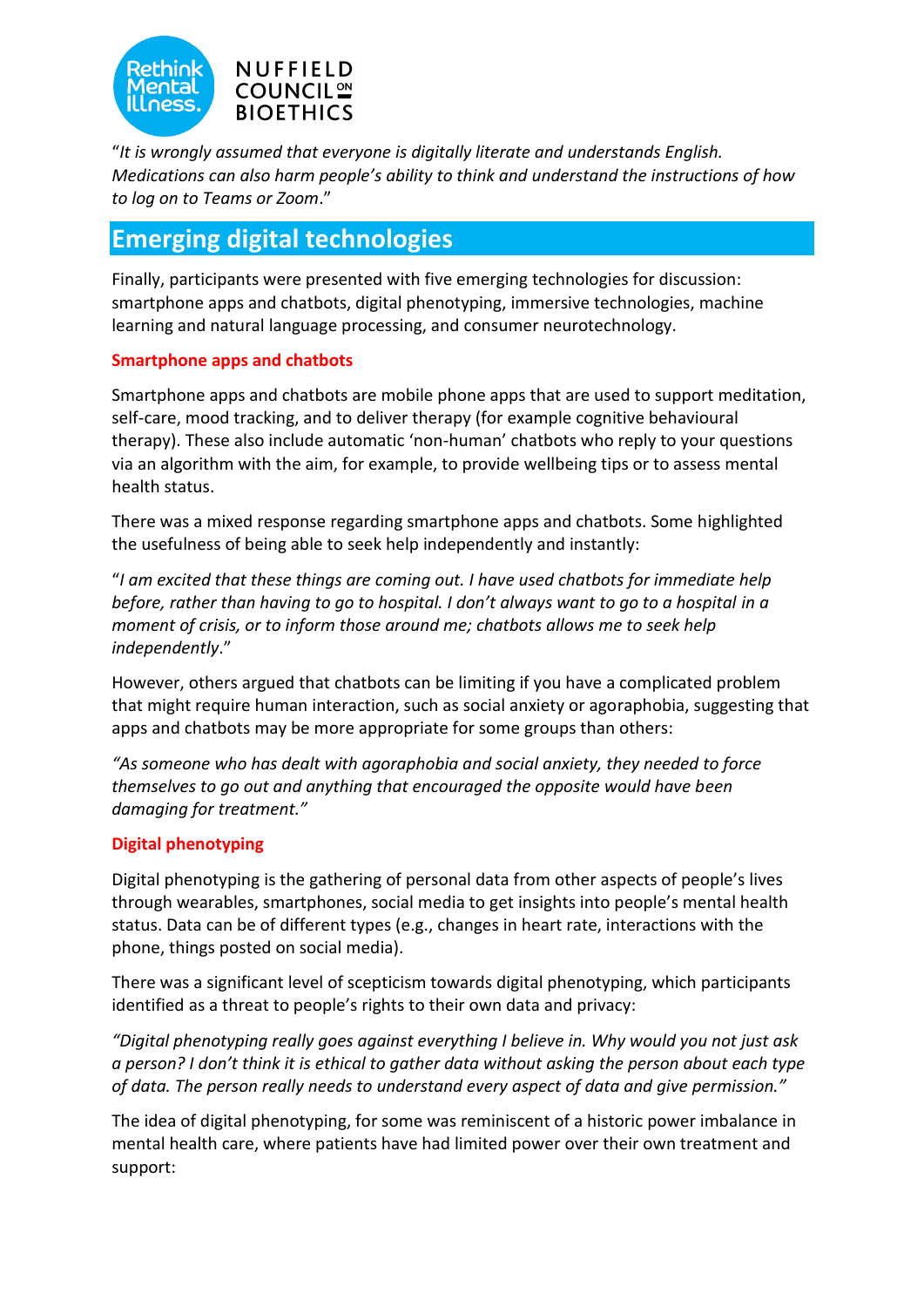"*It is wrongly assumed that everyone is digitally literate and understands English. Medications can also harm people's ability to think and understand the instructions of how to log on to Teams or Zoom*."

## Emerging digital technologies

Finally, participants were presented with five emerging technologies for discussion: smartphone apps and chatbots, digital phenotyping, immersive technologies, machine learning and natural language processing, and consumer neurotechnology.

### Smartphone apps and chatbots

Smartphone apps and chatbots are mobile phone apps that are used to support meditation, self-care, mood tracking, and to deliver therapy (for example cognitive behavioural therapy). These also include automatic 'non-human' chatbots who reply to your questions via an algorithm with the aim, for example, to provide wellbeing tips or to assess mental health status.

There was a mixed response regarding smartphone apps and chatbots. Some highlighted the usefulness of being able to seek help independently and instantly:

"*I am excited that these things are coming out. I have used chatbots for immediate help before, rather than having to go to hospital. I don't always want to go to a hospital in a moment of crisis, or to inform those around me; chatbots allows me to seek help independently*."

However, others argued that chatbots can be limiting if you have a complicated problem that might require human interaction, such as social anxiety or agoraphobia, suggesting that apps and chatbots may be more appropriate for some groups than others:

*"As someone who has dealt with agoraphobia and social anxiety, they needed to force themselves to go out and anything that encouraged the opposite would have been damaging for treatment."*

### Digital phenotyping

Digital phenotyping is the gathering of personal data from other aspects of people's lives through wearables, smartphones, social media to get insights into people's mental health status. Data can be of different types (e.g., changes in heart rate, interactions with the phone, things posted on social media).

There was a significant level of scepticism towards digital phenotyping, which participants identified as a threat to people's rights to their own data and privacy:

*"Digital phenotyping really goes against everything I believe in. Why would you not just ask a person? I don't think it is ethical to gather data without asking the person about each type of data. The person really needs to understand every aspect of data and give permission."*

The idea of digital phenotyping, for some was reminiscent of a historic power imbalance in mental health care, where patients have had limited power over their own treatment and support: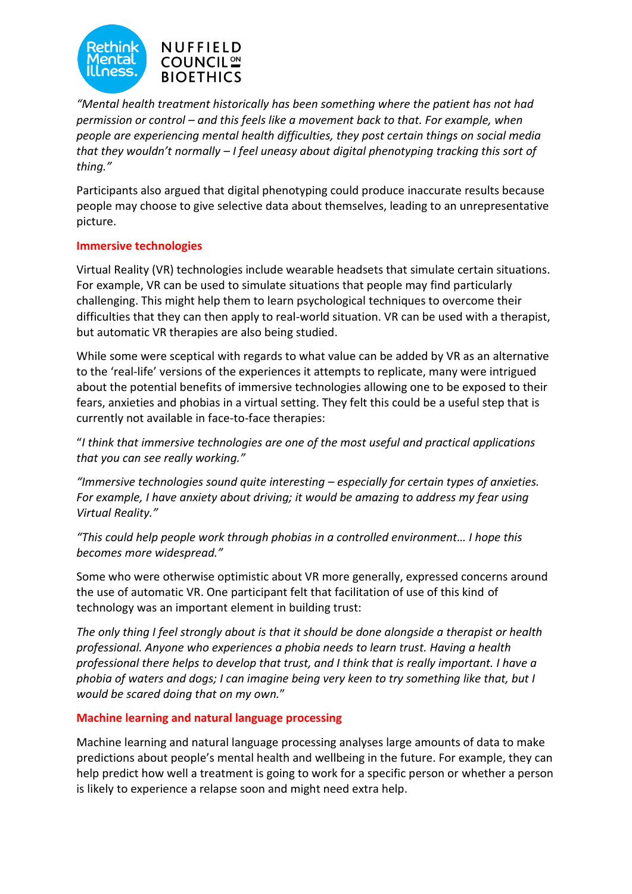*"Mental health treatment historically has been something where the patient has not had permission or control – and this feels like a movement back to that. For example, when people are experiencing mental health difficulties, they post certain things on social media that they wouldn't normally – I feel uneasy about digital phenotyping tracking this sort of thing."*

Participants also argued that digital phenotyping could produce inaccurate results because people may choose to give selective data about themselves, leading to an unrepresentative picture.

## Immersive technologies

Virtual Reality (VR) technologies include wearable headsets that simulate certain situations. For example, VR can be used to simulate situations that people may find particularly challenging. This might help them to learn psychological techniques to overcome their difficulties that they can then apply to real-world situation. VR can be used with a therapist, but automatic VR therapies are also being studied.

While some were sceptical with regards to what value can be added by VR as an alternative to the 'real-life' versions of the experiences it attempts to replicate, many were intrigued about the potential benefits of immersive technologies allowing one to be exposed to their fears, anxieties and phobias in a virtual setting. They felt this could be a useful step that is currently not available in face-to-face therapies:

"*I think that immersive technologies are one of the most useful and practical applications that you can see really working."*

*"Immersive technologies sound quite interesting – especially for certain types of anxieties. For example, I have anxiety about driving; it would be amazing to address my fear using Virtual Reality."*

*"This could help people work through phobias in a controlled environment… I hope this becomes more widespread."*

Some who were otherwise optimistic about VR more generally, expressed concerns around the use of automatic VR. One participant felt that facilitation of use of this kind of technology was an important element in building trust:

*The only thing I feel strongly about is that it should be done alongside a therapist or health professional. Anyone who experiences a phobia needs to learn trust. Having a health professional there helps to develop that trust, and I think that is really important. I have a phobia of waters and dogs; I can imagine being very keen to try something like that, but I would be scared doing that on my own.*"

## Machine learning and natural language processing

Machine learning and natural language processing analyses large amounts of data to make predictions about people's mental health and wellbeing in the future. For example, they can help predict how well a treatment is going to work for a specific person or whether a person is likely to experience a relapse soon and might need extra help.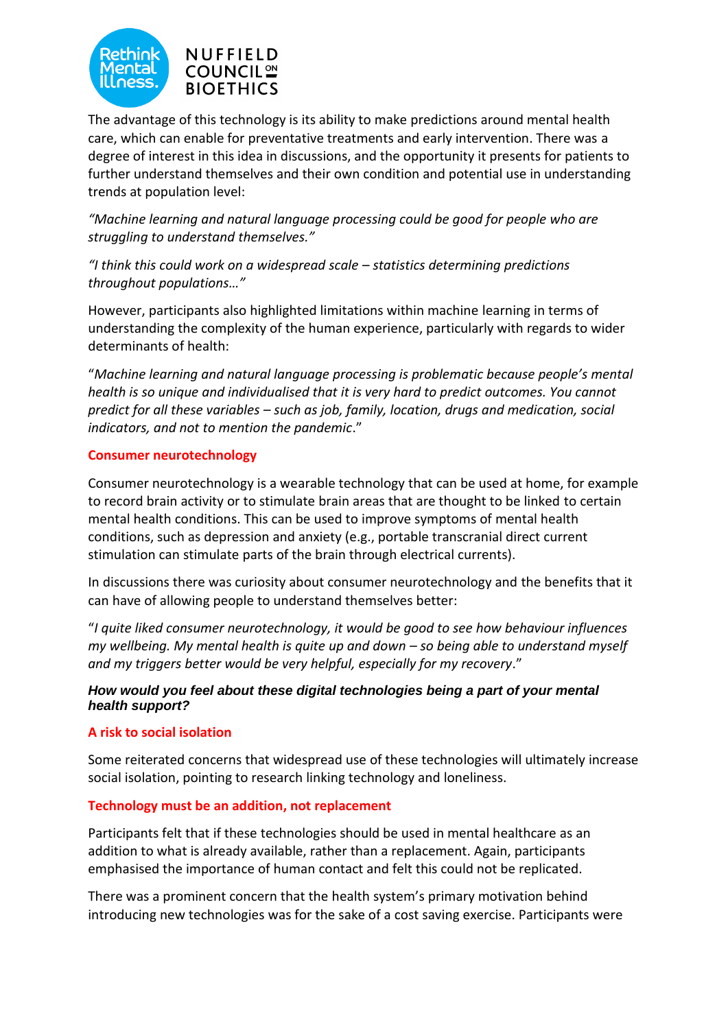The advantage of this technology is its ability to make predictions around mental health care, which can enable for preventative treatments and early intervention. There was a degree of interest in this idea in discussions, and the opportunity it presents for patients to further understand themselves and their own condition and potential use in understanding trends at population level:

*"Machine learning and natural language processing could be good for people who are struggling to understand themselves."*

*"I think this could work on a widespread scale – statistics determining predictions throughout populations…"*

However, participants also highlighted limitations within machine learning in terms of understanding the complexity of the human experience, particularly with regards to wider determinants of health:

"*Machine learning and natural language processing is problematic because people's mental health is so unique and individualised that it is very hard to predict outcomes. You cannot predict for all these variables – such as job, family, location, drugs and medication, social indicators, and not to mention the pandemic*."

### Consumer neurotechnology

Consumer neurotechnology is a wearable technology that can be used at home, for example to record brain activity or to stimulate brain areas that are thought to be linked to certain mental health conditions. This can be used to improve symptoms of mental health conditions, such as depression and anxiety (e.g., portable transcranial direct current stimulation can stimulate parts of the brain through electrical currents).

In discussions there was curiosity about consumer neurotechnology and the benefits that it can have of allowing people to understand themselves better:

"*I quite liked consumer neurotechnology, it would be good to see how behaviour influences my wellbeing. My mental health is quite up and down – so being able to understand myself and my triggers better would be very helpful, especially for my recovery*."

#### ***How would you feel about these digital technologies being a part of your mental health support?***

### A risk to social isolation

Some reiterated concerns that widespread use of these technologies will ultimately increase social isolation, pointing to research linking technology and loneliness.

### Technology must be an addition, not replacement

Participants felt that if these technologies should be used in mental healthcare as an addition to what is already available, rather than a replacement. Again, participants emphasised the importance of human contact and felt this could not be replicated.

There was a prominent concern that the health system's primary motivation behind introducing new technologies was for the sake of a cost saving exercise. Participants were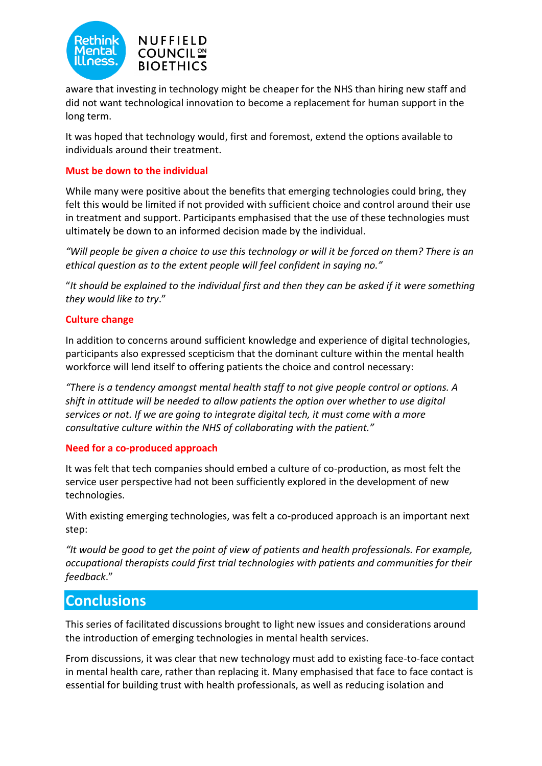aware that investing in technology might be cheaper for the NHS than hiring new staff and did not want technological innovation to become a replacement for human support in the long term.

It was hoped that technology would, first and foremost, extend the options available to individuals around their treatment.

### Must be down to the individual

While many were positive about the benefits that emerging technologies could bring, they felt this would be limited if not provided with sufficient choice and control around their use in treatment and support. Participants emphasised that the use of these technologies must ultimately be down to an informed decision made by the individual.

*"Will people be given a choice to use this technology or will it be forced on them? There is an ethical question as to the extent people will feel confident in saying no."*

"*It should be explained to the individual first and then they can be asked if it were something they would like to try*."

### Culture change

In addition to concerns around sufficient knowledge and experience of digital technologies, participants also expressed scepticism that the dominant culture within the mental health workforce will lend itself to offering patients the choice and control necessary:

*"There is a tendency amongst mental health staff to not give people control or options. A shift in attitude will be needed to allow patients the option over whether to use digital services or not. If we are going to integrate digital tech, it must come with a more consultative culture within the NHS of collaborating with the patient."*

### Need for a co-produced approach

It was felt that tech companies should embed a culture of co-production, as most felt the service user perspective had not been sufficiently explored in the development of new technologies.

With existing emerging technologies, was felt a co-produced approach is an important next step:

*"It would be good to get the point of view of patients and health professionals. For example, occupational therapists could first trial technologies with patients and communities for their feedback*."

## Conclusions

This series of facilitated discussions brought to light new issues and considerations around the introduction of emerging technologies in mental health services.

From discussions, it was clear that new technology must add to existing face-to-face contact in mental health care, rather than replacing it. Many emphasised that face to face contact is essential for building trust with health professionals, as well as reducing isolation and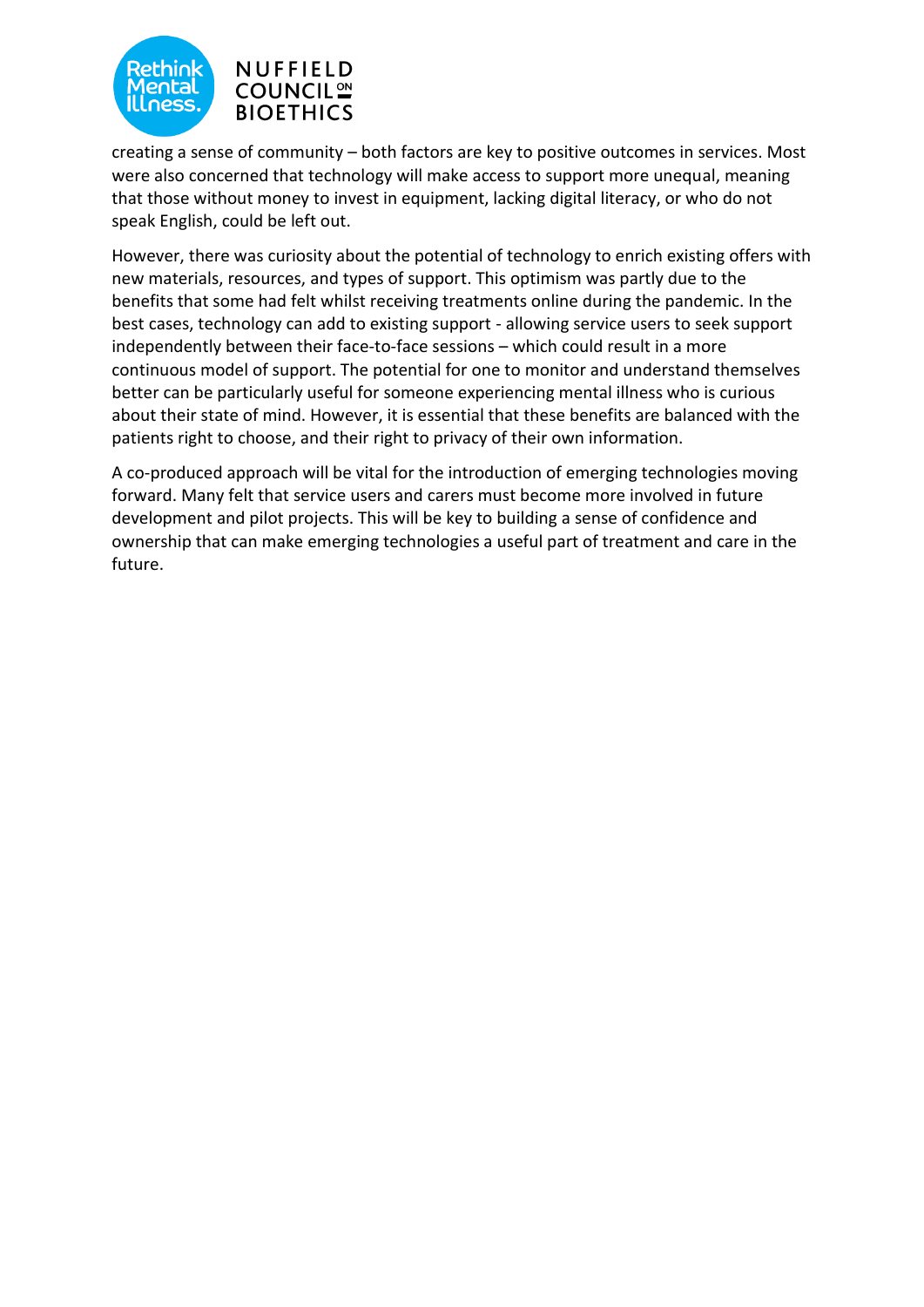creating a sense of community – both factors are key to positive outcomes in services. Most were also concerned that technology will make access to support more unequal, meaning that those without money to invest in equipment, lacking digital literacy, or who do not speak English, could be left out.

However, there was curiosity about the potential of technology to enrich existing offers with new materials, resources, and types of support. This optimism was partly due to the benefits that some had felt whilst receiving treatments online during the pandemic. In the best cases, technology can add to existing support - allowing service users to seek support independently between their face-to-face sessions – which could result in a more continuous model of support. The potential for one to monitor and understand themselves better can be particularly useful for someone experiencing mental illness who is curious about their state of mind. However, it is essential that these benefits are balanced with the patients right to choose, and their right to privacy of their own information.

A co-produced approach will be vital for the introduction of emerging technologies moving forward. Many felt that service users and carers must become more involved in future development and pilot projects. This will be key to building a sense of confidence and ownership that can make emerging technologies a useful part of treatment and care in the future.